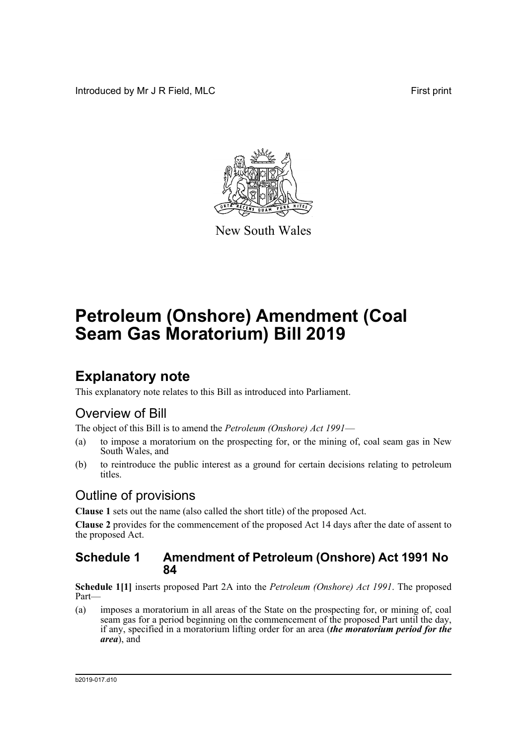Introduced by Mr J R Field, MLC

First print

New South Wales

# Petroleum (Onshore) Amendment (Coal Seam Gas Moratorium) Bill 2019

## Explanatory note

This explanatory note relates to this Bill as introduced into Parliament.

### Overview of Bill

The object of this Bill is to amend the *Petroleum (Onshore) Act 1991*—

(a) to impose a moratorium on the prospecting for, or the mining of, coal seam gas in New South Wales, and

(b) to reintroduce the public interest as a ground for certain decisions relating to petroleum titles.

### Outline of provisions

**Clause 1** sets out the name (also called the short title) of the proposed Act.

**Clause 2** provides for the commencement of the proposed Act 14 days after the date of assent to the proposed Act.

#### Schedule 1 Amendment of Petroleum (Onshore) Act 1991 No 84

**Schedule 1[1]** inserts proposed Part 2A into the *Petroleum (Onshore) Act 1991*. The proposed Part—

(a) imposes a moratorium in all areas of the State on the prospecting for, or mining of, coal seam gas for a period beginning on the commencement of the proposed Part until the day, if any, specified in a moratorium lifting order for an area (***the moratorium period for the area***), and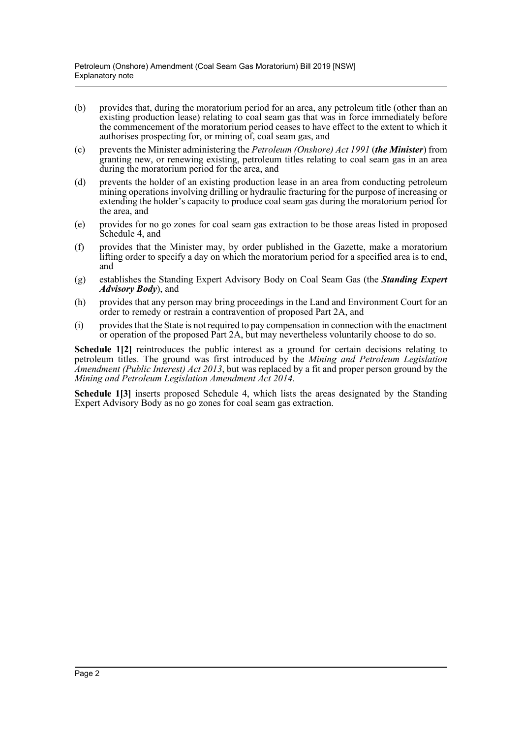(b) provides that, during the moratorium period for an area, any petroleum title (other than an existing production lease) relating to coal seam gas that was in force immediately before the commencement of the moratorium period ceases to have effect to the extent to which it authorises prospecting for, or mining of, coal seam gas, and

(c) prevents the Minister administering the *Petroleum (Onshore) Act 1991* (***the Minister***) from granting new, or renewing existing, petroleum titles relating to coal seam gas in an area during the moratorium period for the area, and

(d) prevents the holder of an existing production lease in an area from conducting petroleum mining operations involving drilling or hydraulic fracturing for the purpose of increasing or extending the holder's capacity to produce coal seam gas during the moratorium period for the area, and

(e) provides for no go zones for coal seam gas extraction to be those areas listed in proposed Schedule 4, and

(f) provides that the Minister may, by order published in the Gazette, make a moratorium lifting order to specify a day on which the moratorium period for a specified area is to end, and

(g) establishes the Standing Expert Advisory Body on Coal Seam Gas (the ***Standing Expert Advisory Body***), and

(h) provides that any person may bring proceedings in the Land and Environment Court for an order to remedy or restrain a contravention of proposed Part 2A, and

(i) provides that the State is not required to pay compensation in connection with the enactment or operation of the proposed Part 2A, but may nevertheless voluntarily choose to do so.

**Schedule 1[2]** reintroduces the public interest as a ground for certain decisions relating to petroleum titles. The ground was first introduced by the *Mining and Petroleum Legislation Amendment (Public Interest) Act 2013*, but was replaced by a fit and proper person ground by the *Mining and Petroleum Legislation Amendment Act 2014*.

**Schedule 1[3]** inserts proposed Schedule 4, which lists the areas designated by the Standing Expert Advisory Body as no go zones for coal seam gas extraction.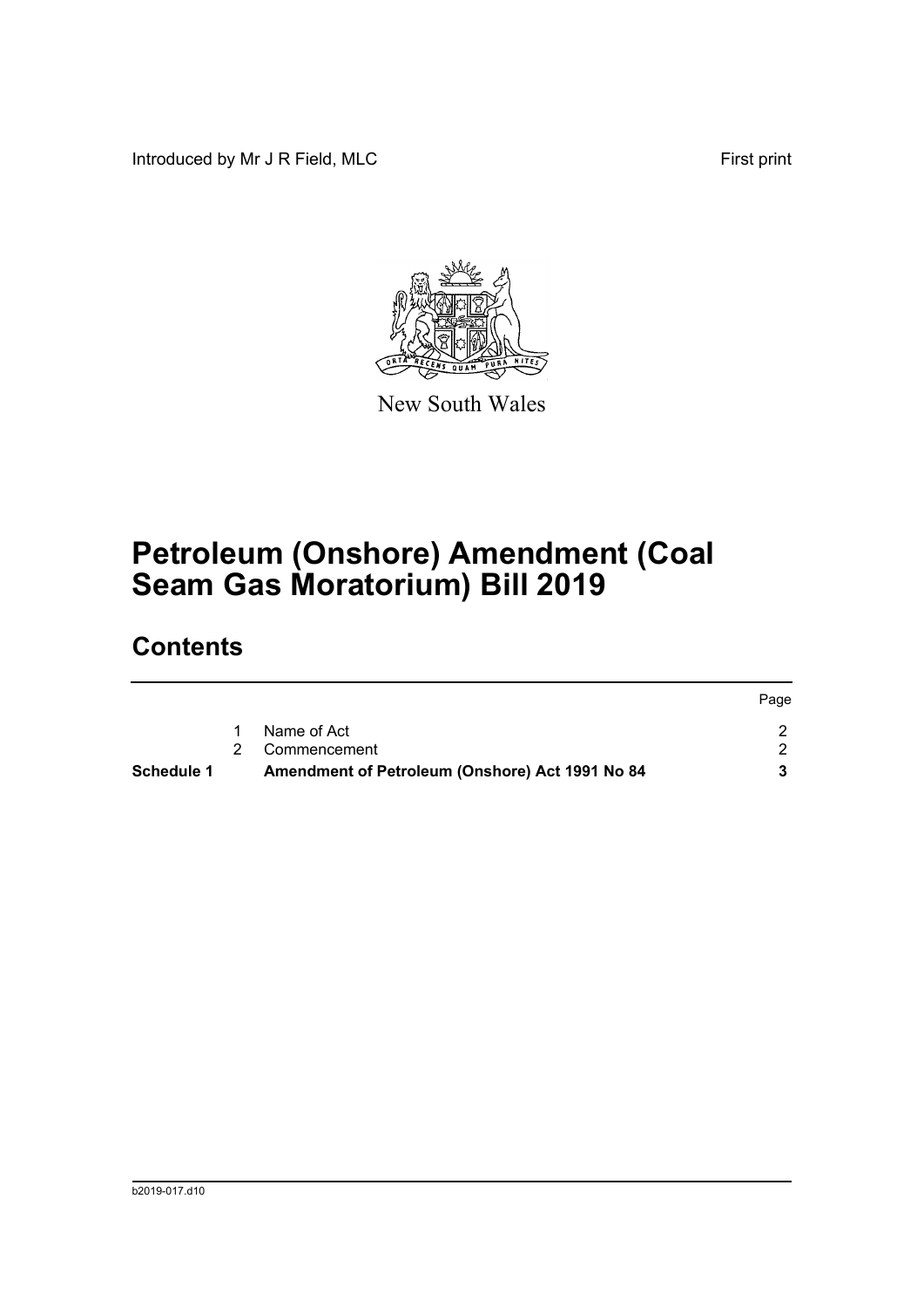Introduced by Mr J R Field, MLC

First print

New South Wales

# Petroleum (Onshore) Amendment (Coal Seam Gas Moratorium) Bill 2019

## Contents

| | | | Page |
|---|---|---|---|
| | 1 | Name of Act | 2 |
| | 2 | Commencement | 2 |
| **Schedule 1** | | **Amendment of Petroleum (Onshore) Act 1991 No 84** | **3** |

b2019-017.d10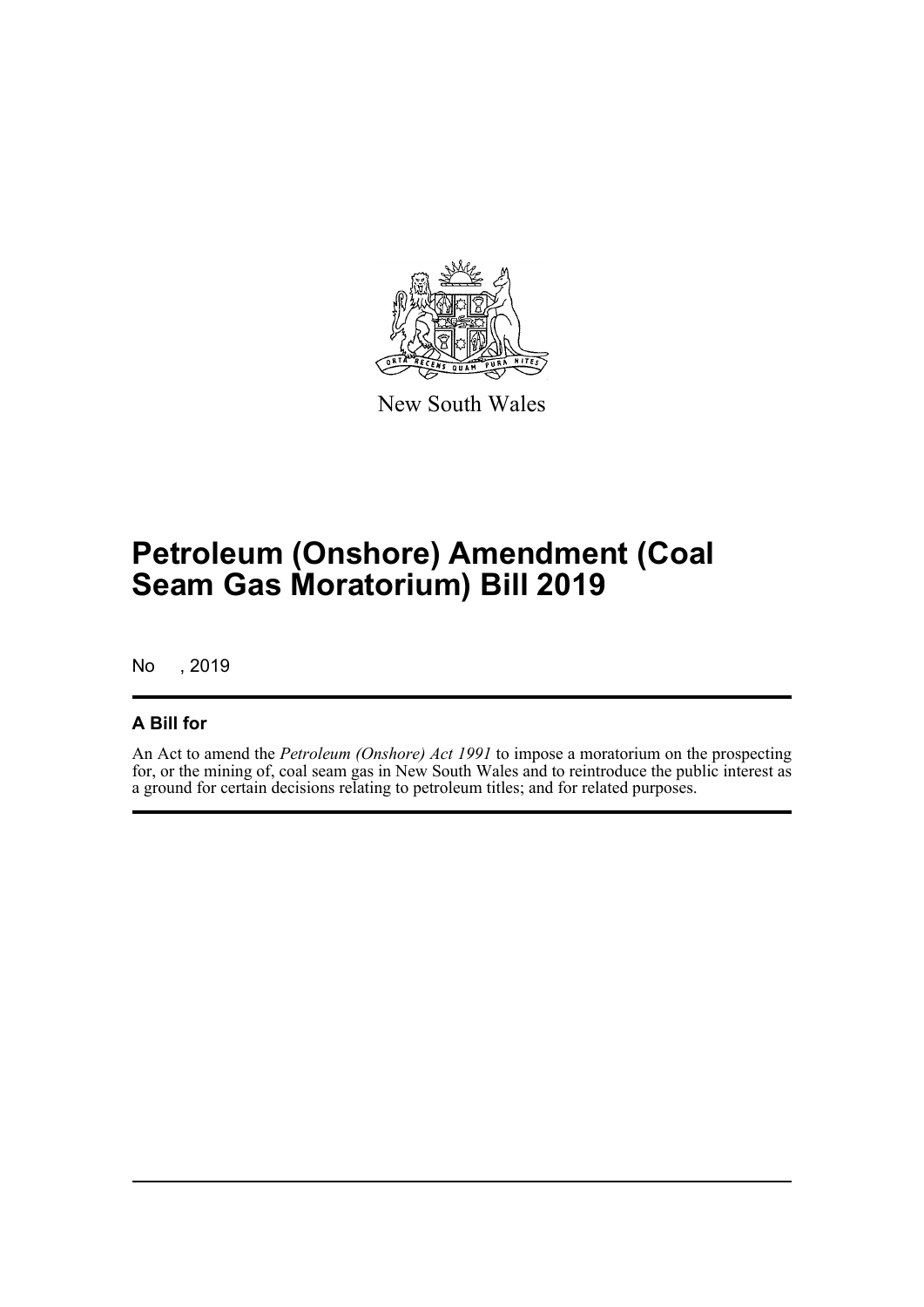New South Wales

# Petroleum (Onshore) Amendment (Coal Seam Gas Moratorium) Bill 2019

No , 2019

## A Bill for

An Act to amend the *Petroleum (Onshore) Act 1991* to impose a moratorium on the prospecting for, or the mining of, coal seam gas in New South Wales and to reintroduce the public interest as a ground for certain decisions relating to petroleum titles; and for related purposes.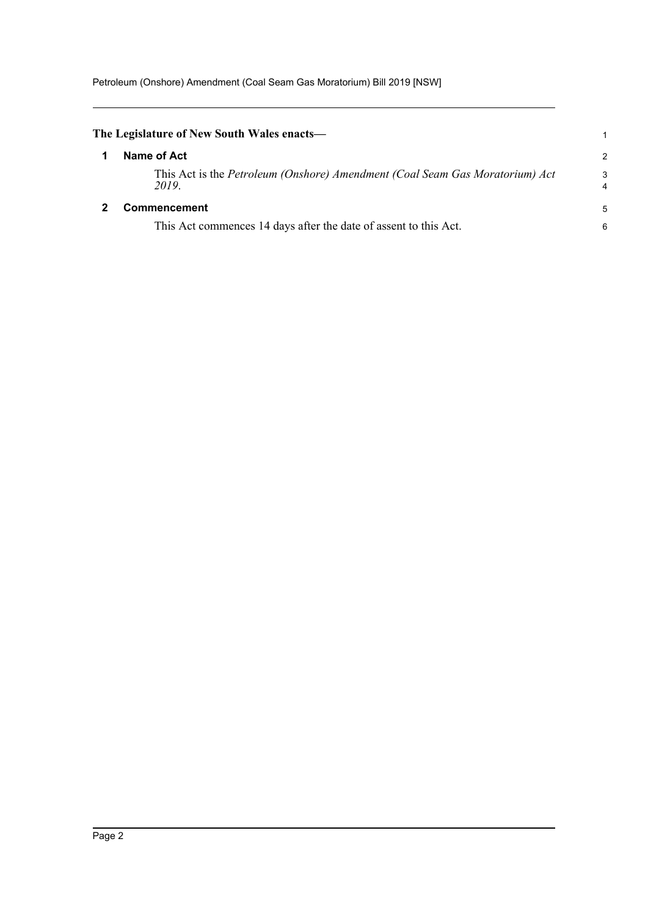**The Legislature of New South Wales enacts—**

## 1 Name of Act

This Act is the *Petroleum (Onshore) Amendment (Coal Seam Gas Moratorium) Act 2019*.

## 2 Commencement

This Act commences 14 days after the date of assent to this Act.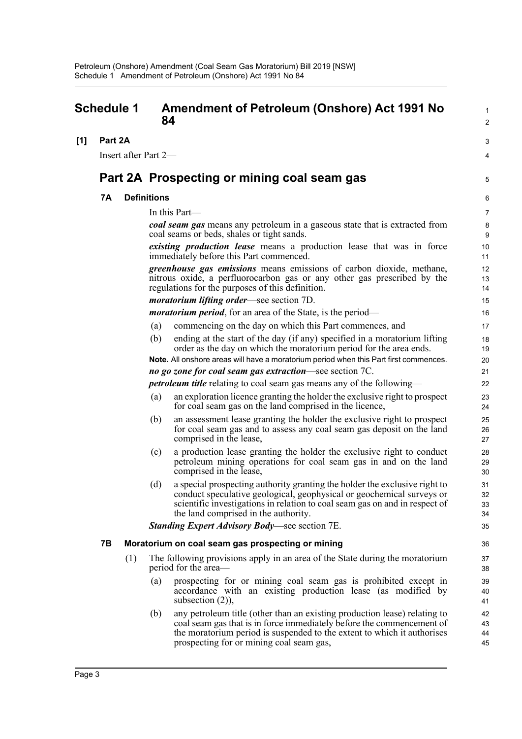# Schedule 1 Amendment of Petroleum (Onshore) Act 1991 No 84

**[1] Part 2A**

Insert after Part 2—

## Part 2A Prospecting or mining coal seam gas

### 7A Definitions

In this Part—

***coal seam gas*** means any petroleum in a gaseous state that is extracted from coal seams or beds, shales or tight sands.

***existing production lease*** means a production lease that was in force immediately before this Part commenced.

***greenhouse gas emissions*** means emissions of carbon dioxide, methane, nitrous oxide, a perfluorocarbon gas or any other gas prescribed by the regulations for the purposes of this definition.

***moratorium lifting order***—see section 7D.

***moratorium period***, for an area of the State, is the period—

(a) commencing on the day on which this Part commences, and

(b) ending at the start of the day (if any) specified in a moratorium lifting order as the day on which the moratorium period for the area ends.

**Note.** All onshore areas will have a moratorium period when this Part first commences.

***no go zone for coal seam gas extraction***—see section 7C.

***petroleum title*** relating to coal seam gas means any of the following—

(a) an exploration licence granting the holder the exclusive right to prospect for coal seam gas on the land comprised in the licence,

(b) an assessment lease granting the holder the exclusive right to prospect for coal seam gas and to assess any coal seam gas deposit on the land comprised in the lease,

(c) a production lease granting the holder the exclusive right to conduct petroleum mining operations for coal seam gas in and on the land comprised in the lease,

(d) a special prospecting authority granting the holder the exclusive right to conduct speculative geological, geophysical or geochemical surveys or scientific investigations in relation to coal seam gas on and in respect of the land comprised in the authority.

***Standing Expert Advisory Body***—see section 7E.

### 7B Moratorium on coal seam gas prospecting or mining

(1) The following provisions apply in an area of the State during the moratorium period for the area—

(a) prospecting for or mining coal seam gas is prohibited except in accordance with an existing production lease (as modified by subsection (2)),

(b) any petroleum title (other than an existing production lease) relating to coal seam gas that is in force immediately before the commencement of the moratorium period is suspended to the extent to which it authorises prospecting for or mining coal seam gas,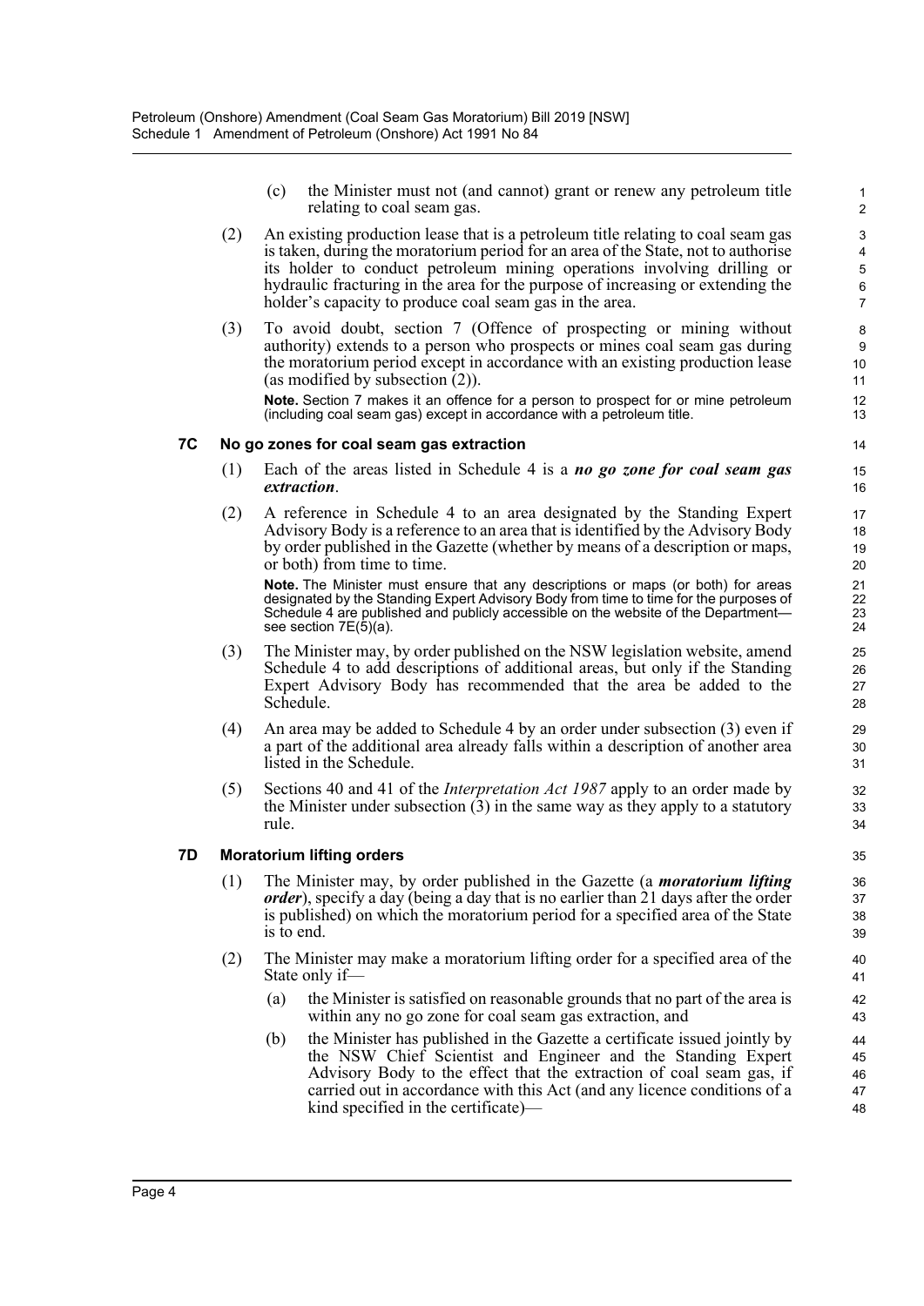(c) the Minister must not (and cannot) grant or renew any petroleum title relating to coal seam gas.

(2) An existing production lease that is a petroleum title relating to coal seam gas is taken, during the moratorium period for an area of the State, not to authorise its holder to conduct petroleum mining operations involving drilling or hydraulic fracturing in the area for the purpose of increasing or extending the holder's capacity to produce coal seam gas in the area.

(3) To avoid doubt, section 7 (Offence of prospecting or mining without authority) extends to a person who prospects or mines coal seam gas during the moratorium period except in accordance with an existing production lease (as modified by subsection (2)).

**Note.** Section 7 makes it an offence for a person to prospect for or mine petroleum (including coal seam gas) except in accordance with a petroleum title.

### 7C No go zones for coal seam gas extraction

(1) Each of the areas listed in Schedule 4 is a ***no go zone for coal seam gas extraction***.

(2) A reference in Schedule 4 to an area designated by the Standing Expert Advisory Body is a reference to an area that is identified by the Advisory Body by order published in the Gazette (whether by means of a description or maps, or both) from time to time.

**Note.** The Minister must ensure that any descriptions or maps (or both) for areas designated by the Standing Expert Advisory Body from time to time for the purposes of Schedule 4 are published and publicly accessible on the website of the Department—see section 7E(5)(a).

(3) The Minister may, by order published on the NSW legislation website, amend Schedule 4 to add descriptions of additional areas, but only if the Standing Expert Advisory Body has recommended that the area be added to the Schedule.

(4) An area may be added to Schedule 4 by an order under subsection (3) even if a part of the additional area already falls within a description of another area listed in the Schedule.

(5) Sections 40 and 41 of the *Interpretation Act 1987* apply to an order made by the Minister under subsection (3) in the same way as they apply to a statutory rule.

### 7D Moratorium lifting orders

(1) The Minister may, by order published in the Gazette (a ***moratorium lifting order***), specify a day (being a day that is no earlier than 21 days after the order is published) on which the moratorium period for a specified area of the State is to end.

(2) The Minister may make a moratorium lifting order for a specified area of the State only if—

(a) the Minister is satisfied on reasonable grounds that no part of the area is within any no go zone for coal seam gas extraction, and

(b) the Minister has published in the Gazette a certificate issued jointly by the NSW Chief Scientist and Engineer and the Standing Expert Advisory Body to the effect that the extraction of coal seam gas, if carried out in accordance with this Act (and any licence conditions of a kind specified in the certificate)—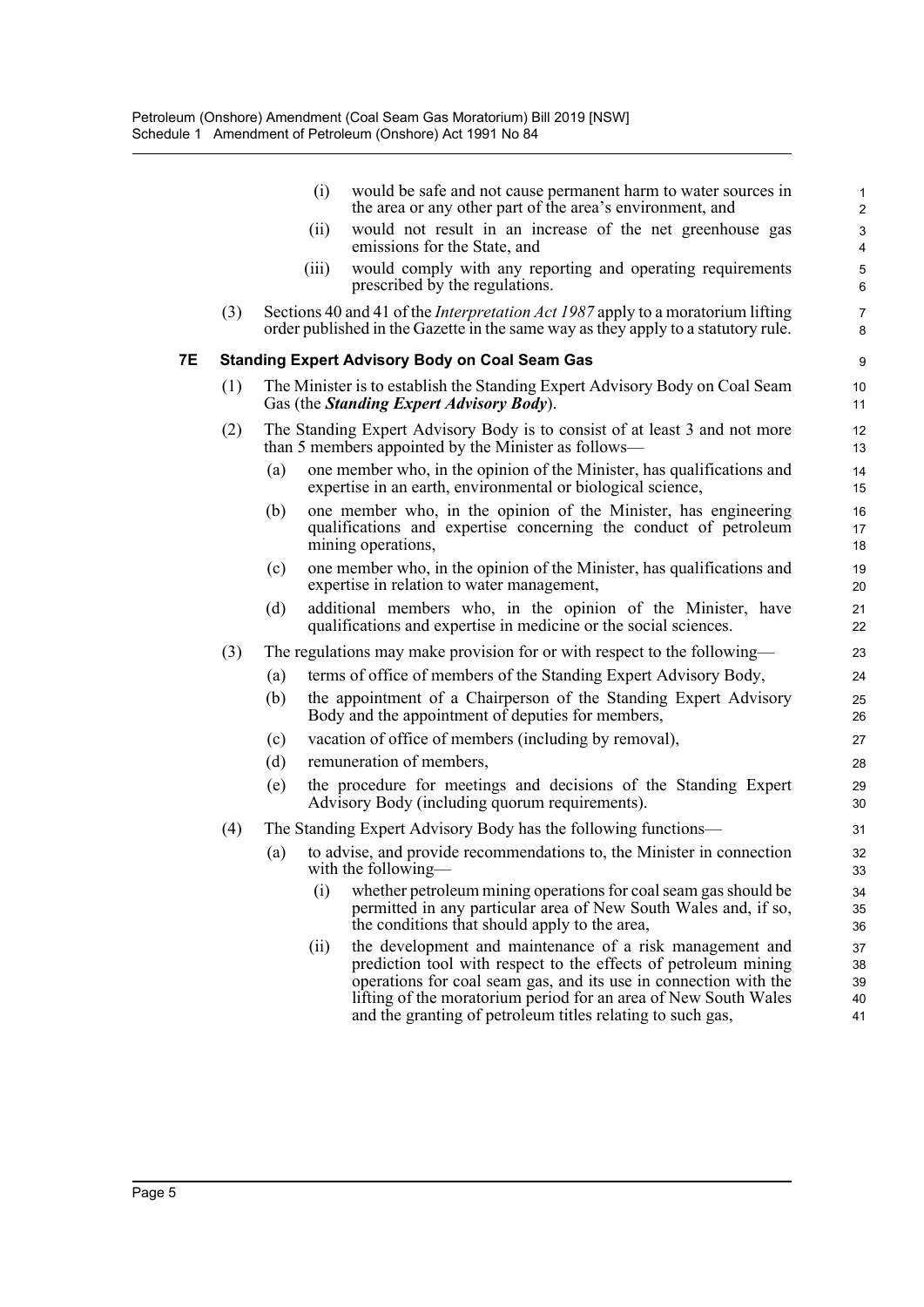(i) would be safe and not cause permanent harm to water sources in the area or any other part of the area's environment, and

(ii) would not result in an increase of the net greenhouse gas emissions for the State, and

(iii) would comply with any reporting and operating requirements prescribed by the regulations.

(3) Sections 40 and 41 of the *Interpretation Act 1987* apply to a moratorium lifting order published in the Gazette in the same way as they apply to a statutory rule.

### 7E Standing Expert Advisory Body on Coal Seam Gas

(1) The Minister is to establish the Standing Expert Advisory Body on Coal Seam Gas (the ***Standing Expert Advisory Body***).

(2) The Standing Expert Advisory Body is to consist of at least 3 and not more than 5 members appointed by the Minister as follows—

(a) one member who, in the opinion of the Minister, has qualifications and expertise in an earth, environmental or biological science,

(b) one member who, in the opinion of the Minister, has engineering qualifications and expertise concerning the conduct of petroleum mining operations,

(c) one member who, in the opinion of the Minister, has qualifications and expertise in relation to water management,

(d) additional members who, in the opinion of the Minister, have qualifications and expertise in medicine or the social sciences.

(3) The regulations may make provision for or with respect to the following—

(a) terms of office of members of the Standing Expert Advisory Body,

(b) the appointment of a Chairperson of the Standing Expert Advisory Body and the appointment of deputies for members,

(c) vacation of office of members (including by removal),

(d) remuneration of members,

(e) the procedure for meetings and decisions of the Standing Expert Advisory Body (including quorum requirements).

(4) The Standing Expert Advisory Body has the following functions—

(a) to advise, and provide recommendations to, the Minister in connection with the following—

(i) whether petroleum mining operations for coal seam gas should be permitted in any particular area of New South Wales and, if so, the conditions that should apply to the area,

(ii) the development and maintenance of a risk management and prediction tool with respect to the effects of petroleum mining operations for coal seam gas, and its use in connection with the lifting of the moratorium period for an area of New South Wales and the granting of petroleum titles relating to such gas,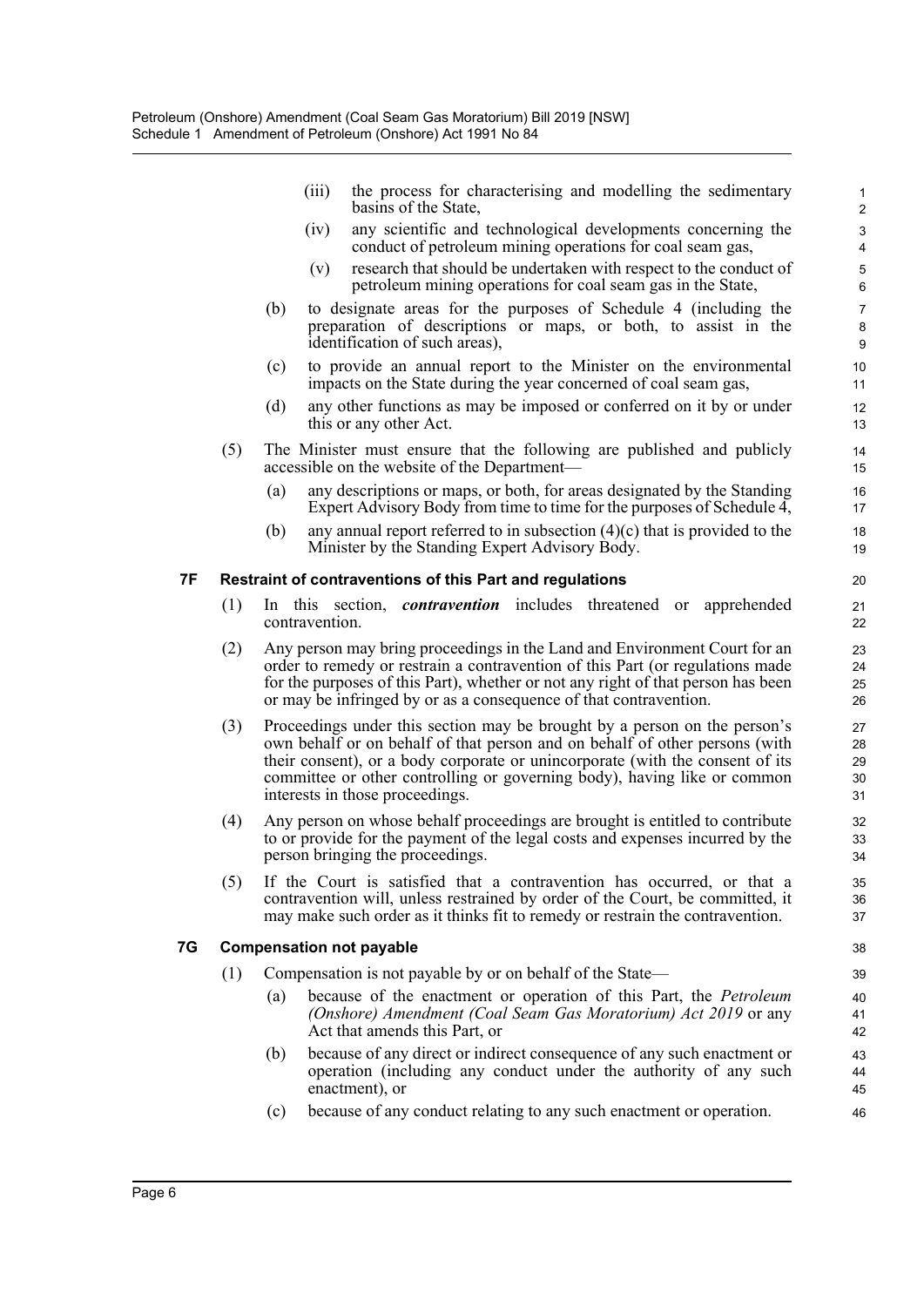(iii) the process for characterising and modelling the sedimentary basins of the State,

(iv) any scientific and technological developments concerning the conduct of petroleum mining operations for coal seam gas,

(v) research that should be undertaken with respect to the conduct of petroleum mining operations for coal seam gas in the State,

(b) to designate areas for the purposes of Schedule 4 (including the preparation of descriptions or maps, or both, to assist in the identification of such areas),

(c) to provide an annual report to the Minister on the environmental impacts on the State during the year concerned of coal seam gas,

(d) any other functions as may be imposed or conferred on it by or under this or any other Act.

(5) The Minister must ensure that the following are published and publicly accessible on the website of the Department—

(a) any descriptions or maps, or both, for areas designated by the Standing Expert Advisory Body from time to time for the purposes of Schedule 4,

(b) any annual report referred to in subsection (4)(c) that is provided to the Minister by the Standing Expert Advisory Body.

### 7F Restraint of contraventions of this Part and regulations

(1) In this section, ***contravention*** includes threatened or apprehended contravention.

(2) Any person may bring proceedings in the Land and Environment Court for an order to remedy or restrain a contravention of this Part (or regulations made for the purposes of this Part), whether or not any right of that person has been or may be infringed by or as a consequence of that contravention.

(3) Proceedings under this section may be brought by a person on the person's own behalf or on behalf of that person and on behalf of other persons (with their consent), or a body corporate or unincorporate (with the consent of its committee or other controlling or governing body), having like or common interests in those proceedings.

(4) Any person on whose behalf proceedings are brought is entitled to contribute to or provide for the payment of the legal costs and expenses incurred by the person bringing the proceedings.

(5) If the Court is satisfied that a contravention has occurred, or that a contravention will, unless restrained by order of the Court, be committed, it may make such order as it thinks fit to remedy or restrain the contravention.

### 7G Compensation not payable

(1) Compensation is not payable by or on behalf of the State—

(a) because of the enactment or operation of this Part, the *Petroleum (Onshore) Amendment (Coal Seam Gas Moratorium) Act 2019* or any Act that amends this Part, or

(b) because of any direct or indirect consequence of any such enactment or operation (including any conduct under the authority of any such enactment), or

(c) because of any conduct relating to any such enactment or operation.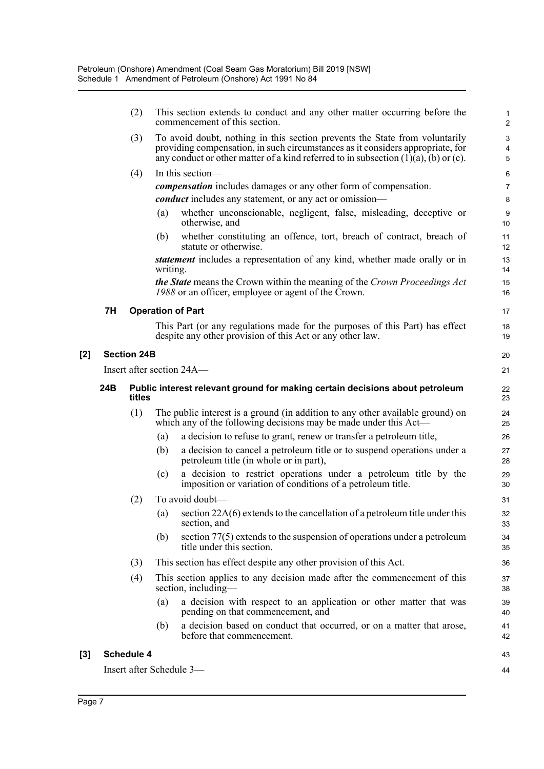(2) This section extends to conduct and any other matter occurring before the commencement of this section.

(3) To avoid doubt, nothing in this section prevents the State from voluntarily providing compensation, in such circumstances as it considers appropriate, for any conduct or other matter of a kind referred to in subsection (1)(a), (b) or (c).

(4) In this section—

***compensation*** includes damages or any other form of compensation.

***conduct*** includes any statement, or any act or omission—

(a) whether unconscionable, negligent, false, misleading, deceptive or otherwise, and

(b) whether constituting an offence, tort, breach of contract, breach of statute or otherwise.

***statement*** includes a representation of any kind, whether made orally or in writing.

***the State*** means the Crown within the meaning of the *Crown Proceedings Act 1988* or an officer, employee or agent of the Crown.

#### 7H Operation of Part

This Part (or any regulations made for the purposes of this Part) has effect despite any other provision of this Act or any other law.

### [2] Section 24B

Insert after section 24A—

#### 24B Public interest relevant ground for making certain decisions about petroleum titles

(1) The public interest is a ground (in addition to any other available ground) on which any of the following decisions may be made under this Act—

(a) a decision to refuse to grant, renew or transfer a petroleum title,

(b) a decision to cancel a petroleum title or to suspend operations under a petroleum title (in whole or in part),

(c) a decision to restrict operations under a petroleum title by the imposition or variation of conditions of a petroleum title.

(2) To avoid doubt—

(a) section 22A(6) extends to the cancellation of a petroleum title under this section, and

(b) section 77(5) extends to the suspension of operations under a petroleum title under this section.

(3) This section has effect despite any other provision of this Act.

(4) This section applies to any decision made after the commencement of this section, including—

(a) a decision with respect to an application or other matter that was pending on that commencement, and

(b) a decision based on conduct that occurred, or on a matter that arose, before that commencement.

### [3] Schedule 4

Insert after Schedule 3—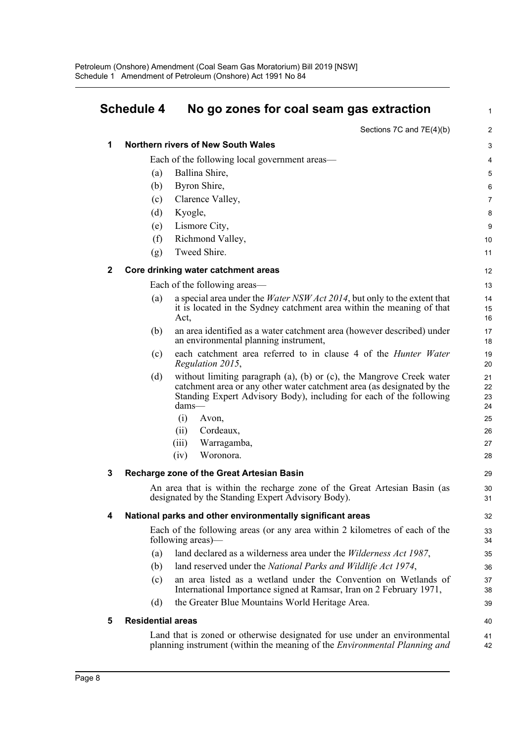## Schedule 4 No go zones for coal seam gas extraction

Sections 7C and 7E(4)(b)

### 1 Northern rivers of New South Wales

Each of the following local government areas—

(a) Ballina Shire,

(b) Byron Shire,

(c) Clarence Valley,

(d) Kyogle,

(e) Lismore City,

(f) Richmond Valley,

(g) Tweed Shire.

### 2 Core drinking water catchment areas

Each of the following areas—

(a) a special area under the *Water NSW Act 2014*, but only to the extent that it is located in the Sydney catchment area within the meaning of that Act,

(b) an area identified as a water catchment area (however described) under an environmental planning instrument,

(c) each catchment area referred to in clause 4 of the *Hunter Water Regulation 2015*,

(d) without limiting paragraph (a), (b) or (c), the Mangrove Creek water catchment area or any other water catchment area (as designated by the Standing Expert Advisory Body), including for each of the following dams—

(i) Avon,

(ii) Cordeaux,

(iii) Warragamba,

(iv) Woronora.

### 3 Recharge zone of the Great Artesian Basin

An area that is within the recharge zone of the Great Artesian Basin (as designated by the Standing Expert Advisory Body).

### 4 National parks and other environmentally significant areas

Each of the following areas (or any area within 2 kilometres of each of the following areas)—

(a) land declared as a wilderness area under the *Wilderness Act 1987*,

(b) land reserved under the *National Parks and Wildlife Act 1974*,

(c) an area listed as a wetland under the Convention on Wetlands of International Importance signed at Ramsar, Iran on 2 February 1971,

(d) the Greater Blue Mountains World Heritage Area.

### 5 Residential areas

Land that is zoned or otherwise designated for use under an environmental planning instrument (within the meaning of the *Environmental Planning and*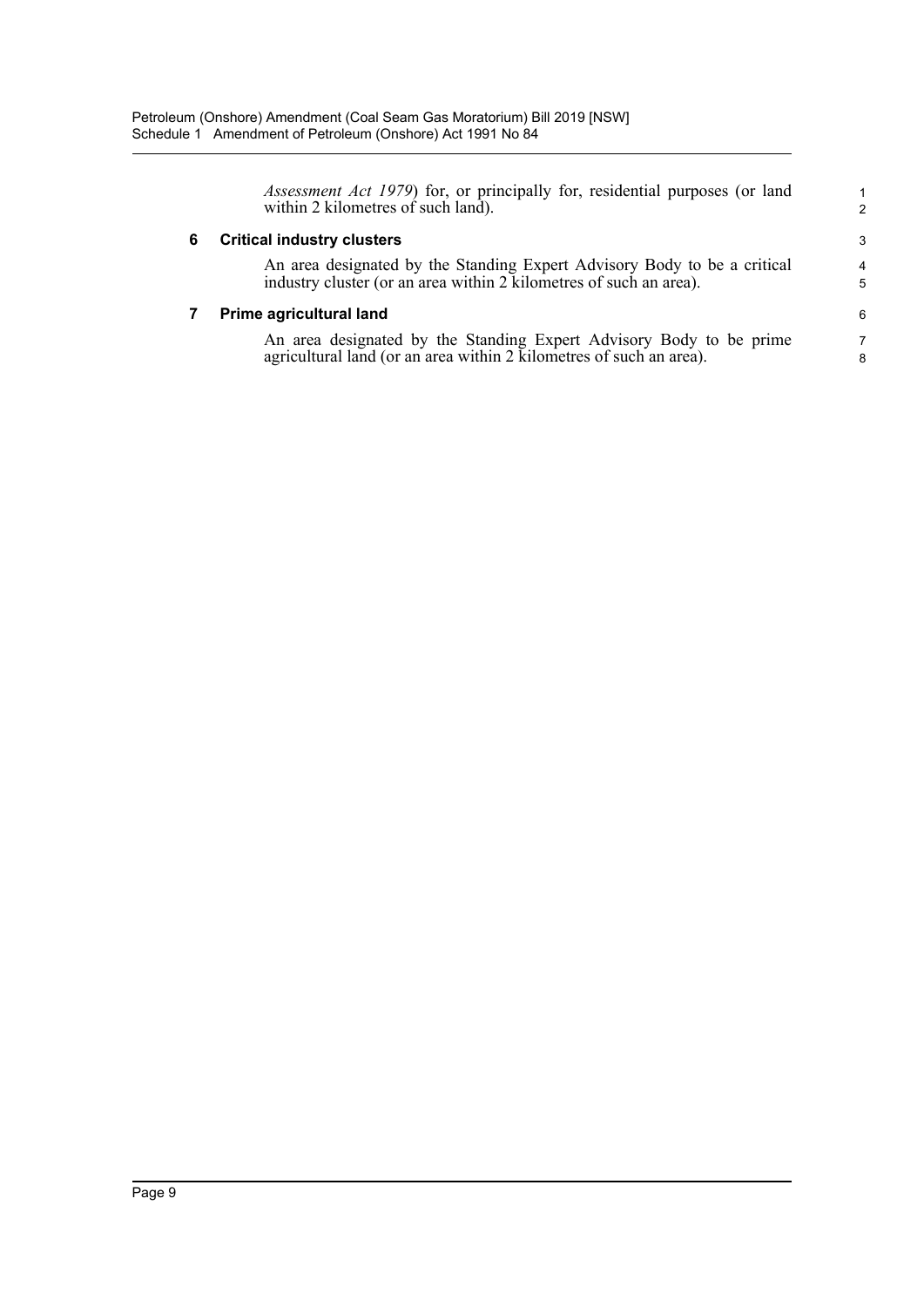*Assessment Act 1979*) for, or principally for, residential purposes (or land within 2 kilometres of such land).

### 6 Critical industry clusters

An area designated by the Standing Expert Advisory Body to be a critical industry cluster (or an area within 2 kilometres of such an area).

### 7 Prime agricultural land

An area designated by the Standing Expert Advisory Body to be prime agricultural land (or an area within 2 kilometres of such an area).